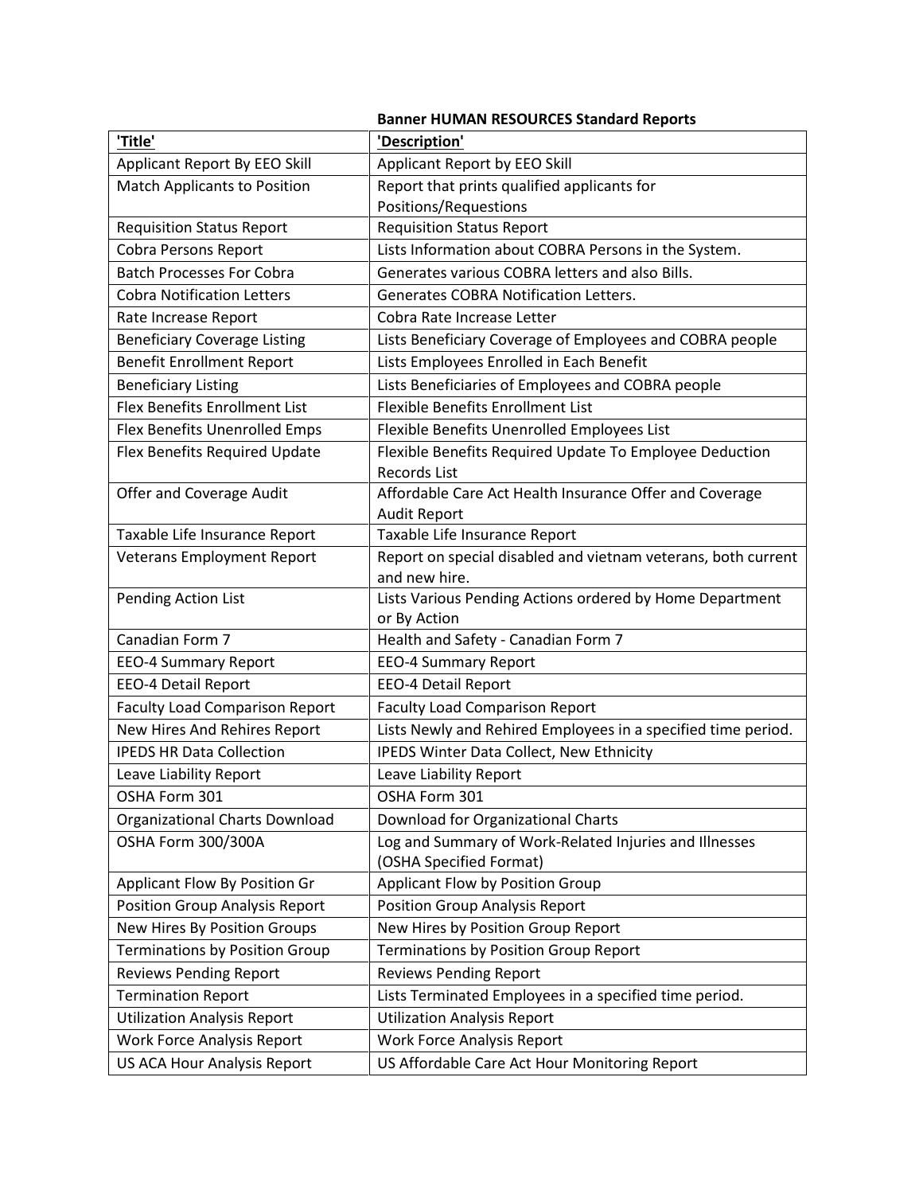**Banner HUMAN RESOURCES Standard Reports**

| 'Title' | 'Description' |
|---|---|
| Applicant Report By EEO Skill | Applicant Report by EEO Skill |
| Match Applicants to Position | Report that prints qualified applicants for Positions/Requestions |
| Requisition Status Report | Requisition Status Report |
| Cobra Persons Report | Lists Information about COBRA Persons in the System. |
| Batch Processes For Cobra | Generates various COBRA letters and also Bills. |
| Cobra Notification Letters | Generates COBRA Notification Letters. |
| Rate Increase Report | Cobra Rate Increase Letter |
| Beneficiary Coverage Listing | Lists Beneficiary Coverage of Employees and COBRA people |
| Benefit Enrollment Report | Lists Employees Enrolled in Each Benefit |
| Beneficiary Listing | Lists Beneficiaries of Employees and COBRA people |
| Flex Benefits Enrollment List | Flexible Benefits Enrollment List |
| Flex Benefits Unenrolled Emps | Flexible Benefits Unenrolled Employees List |
| Flex Benefits Required Update | Flexible Benefits Required Update To Employee Deduction Records List |
| Offer and Coverage Audit | Affordable Care Act Health Insurance Offer and Coverage Audit Report |
| Taxable Life Insurance Report | Taxable Life Insurance Report |
| Veterans Employment Report | Report on special disabled and vietnam veterans, both current and new hire. |
| Pending Action List | Lists Various Pending Actions ordered by Home Department or By Action |
| Canadian Form 7 | Health and Safety - Canadian Form 7 |
| EEO-4 Summary Report | EEO-4 Summary Report |
| EEO-4 Detail Report | EEO-4 Detail Report |
| Faculty Load Comparison Report | Faculty Load Comparison Report |
| New Hires And Rehires Report | Lists Newly and Rehired Employees in a specified time period. |
| IPEDS HR Data Collection | IPEDS Winter Data Collect, New Ethnicity |
| Leave Liability Report | Leave Liability Report |
| OSHA Form 301 | OSHA Form 301 |
| Organizational Charts Download | Download for Organizational Charts |
| OSHA Form 300/300A | Log and Summary of Work-Related Injuries and Illnesses (OSHA Specified Format) |
| Applicant Flow By Position Gr | Applicant Flow by Position Group |
| Position Group Analysis Report | Position Group Analysis Report |
| New Hires By Position Groups | New Hires by Position Group Report |
| Terminations by Position Group | Terminations by Position Group Report |
| Reviews Pending Report | Reviews Pending Report |
| Termination Report | Lists Terminated Employees in a specified time period. |
| Utilization Analysis Report | Utilization Analysis Report |
| Work Force Analysis Report | Work Force Analysis Report |
| US ACA Hour Analysis Report | US Affordable Care Act Hour Monitoring Report |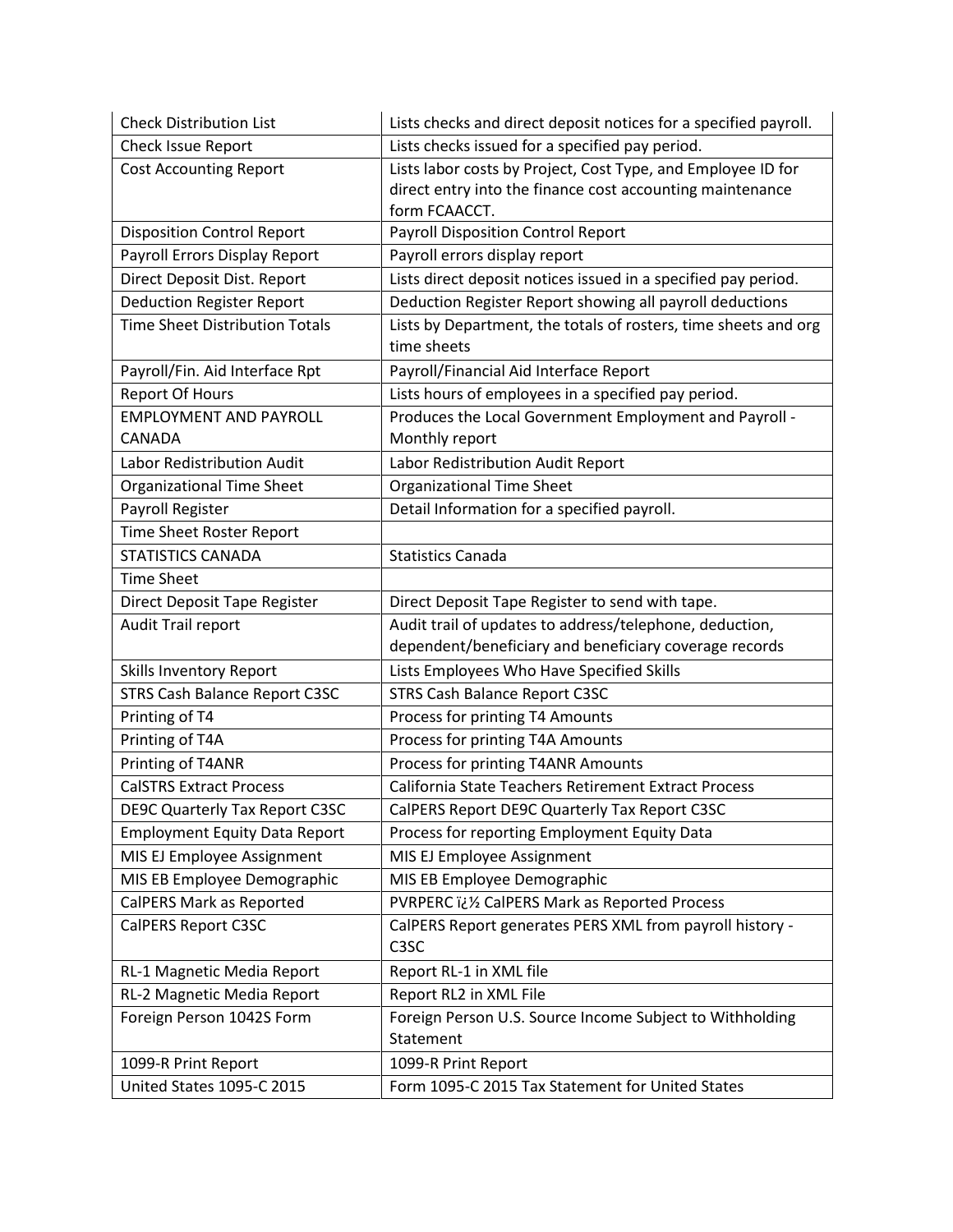| Check Distribution List | Lists checks and direct deposit notices for a specified payroll. |
|---|---|
| Check Issue Report | Lists checks issued for a specified pay period. |
| Cost Accounting Report | Lists labor costs by Project, Cost Type, and Employee ID for direct entry into the finance cost accounting maintenance form FCAACCT. |
| Disposition Control Report | Payroll Disposition Control Report |
| Payroll Errors Display Report | Payroll errors display report |
| Direct Deposit Dist. Report | Lists direct deposit notices issued in a specified pay period. |
| Deduction Register Report | Deduction Register Report showing all payroll deductions |
| Time Sheet Distribution Totals | Lists by Department, the totals of rosters, time sheets and org time sheets |
| Payroll/Fin. Aid Interface Rpt | Payroll/Financial Aid Interface Report |
| Report Of Hours | Lists hours of employees in a specified pay period. |
| EMPLOYMENT AND PAYROLL CANADA | Produces the Local Government Employment and Payroll - Monthly report |
| Labor Redistribution Audit | Labor Redistribution Audit Report |
| Organizational Time Sheet | Organizational Time Sheet |
| Payroll Register | Detail Information for a specified payroll. |
| Time Sheet Roster Report | |
| STATISTICS CANADA | Statistics Canada |
| Time Sheet | |
| Direct Deposit Tape Register | Direct Deposit Tape Register to send with tape. |
| Audit Trail report | Audit trail of updates to address/telephone, deduction, dependent/beneficiary and beneficiary coverage records |
| Skills Inventory Report | Lists Employees Who Have Specified Skills |
| STRS Cash Balance Report C3SC | STRS Cash Balance Report C3SC |
| Printing of T4 | Process for printing T4 Amounts |
| Printing of T4A | Process for printing T4A Amounts |
| Printing of T4ANR | Process for printing T4ANR Amounts |
| CalSTRS Extract Process | California State Teachers Retirement Extract Process |
| DE9C Quarterly Tax Report C3SC | CalPERS Report DE9C Quarterly Tax Report C3SC |
| Employment Equity Data Report | Process for reporting Employment Equity Data |
| MIS EJ Employee Assignment | MIS EJ Employee Assignment |
| MIS EB Employee Demographic | MIS EB Employee Demographic |
| CalPERS Mark as Reported | PVRPERC ï¿½ CalPERS Mark as Reported Process |
| CalPERS Report C3SC | CalPERS Report generates PERS XML from payroll history - C3SC |
| RL-1 Magnetic Media Report | Report RL-1 in XML file |
| RL-2 Magnetic Media Report | Report RL2 in XML File |
| Foreign Person 1042S Form | Foreign Person U.S. Source Income Subject to Withholding Statement |
| 1099-R Print Report | 1099-R Print Report |
| United States 1095-C 2015 | Form 1095-C 2015 Tax Statement for United States |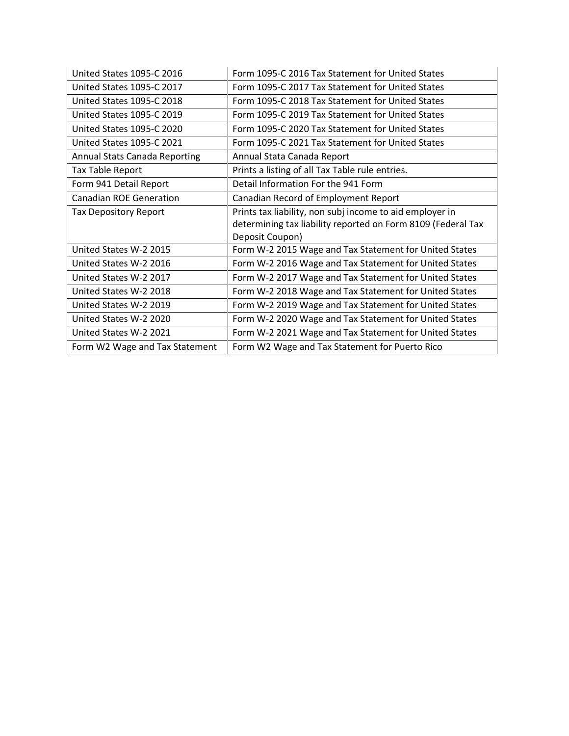| | |
|---|---|
| United States 1095-C 2016 | Form 1095-C 2016 Tax Statement for United States |
| United States 1095-C 2017 | Form 1095-C 2017 Tax Statement for United States |
| United States 1095-C 2018 | Form 1095-C 2018 Tax Statement for United States |
| United States 1095-C 2019 | Form 1095-C 2019 Tax Statement for United States |
| United States 1095-C 2020 | Form 1095-C 2020 Tax Statement for United States |
| United States 1095-C 2021 | Form 1095-C 2021 Tax Statement for United States |
| Annual Stats Canada Reporting | Annual Stata Canada Report |
| Tax Table Report | Prints a listing of all Tax Table rule entries. |
| Form 941 Detail Report | Detail Information For the 941 Form |
| Canadian ROE Generation | Canadian Record of Employment Report |
| Tax Depository Report | Prints tax liability, non subj income to aid employer in determining tax liability reported on Form 8109 (Federal Tax Deposit Coupon) |
| United States W-2 2015 | Form W-2 2015 Wage and Tax Statement for United States |
| United States W-2 2016 | Form W-2 2016 Wage and Tax Statement for United States |
| United States W-2 2017 | Form W-2 2017 Wage and Tax Statement for United States |
| United States W-2 2018 | Form W-2 2018 Wage and Tax Statement for United States |
| United States W-2 2019 | Form W-2 2019 Wage and Tax Statement for United States |
| United States W-2 2020 | Form W-2 2020 Wage and Tax Statement for United States |
| United States W-2 2021 | Form W-2 2021 Wage and Tax Statement for United States |
| Form W2 Wage and Tax Statement | Form W2 Wage and Tax Statement for Puerto Rico |